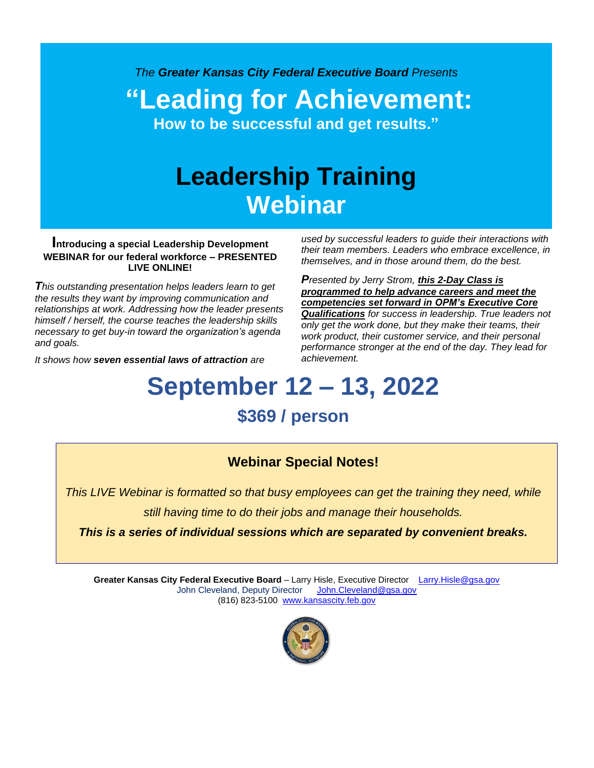*The* ***Greater Kansas City Federal Executive Board*** *Presents*

# "Leading for Achievement:

**How to be successful and get results."**

# Leadership Training Webinar

**Introducing a special Leadership Development WEBINAR for our federal workforce – PRESENTED LIVE ONLINE!**

*This outstanding presentation helps leaders learn to get the results they want by improving communication and relationships at work. Addressing how the leader presents himself / herself, the course teaches the leadership skills necessary to get buy-in toward the organization's agenda and goals.*

*It shows how* ***seven essential laws of attraction*** *are used by successful leaders to guide their interactions with their team members. Leaders who embrace excellence, in themselves, and in those around them, do the best.*

*Presented by Jerry Strom,* ***this 2-Day Class is programmed to help advance careers and meet the competencies set forward in OPM's Executive Core Qualifications*** *for success in leadership. True leaders not only get the work done, but they make their teams, their work product, their customer service, and their personal performance stronger at the end of the day. They lead for achievement.*

# September 12 – 13, 2022

## $369 / person

### Webinar Special Notes!

*This LIVE Webinar is formatted so that busy employees can get the training they need, while still having time to do their jobs and manage their households.*

***This is a series of individual sessions which are separated by convenient breaks.***

**Greater Kansas City Federal Executive Board** – Larry Hisle, Executive Director Larry.Hisle@gsa.gov
John Cleveland, Deputy Director John.Cleveland@gsa.gov
(816) 823-5100 www.kansascity.feb.gov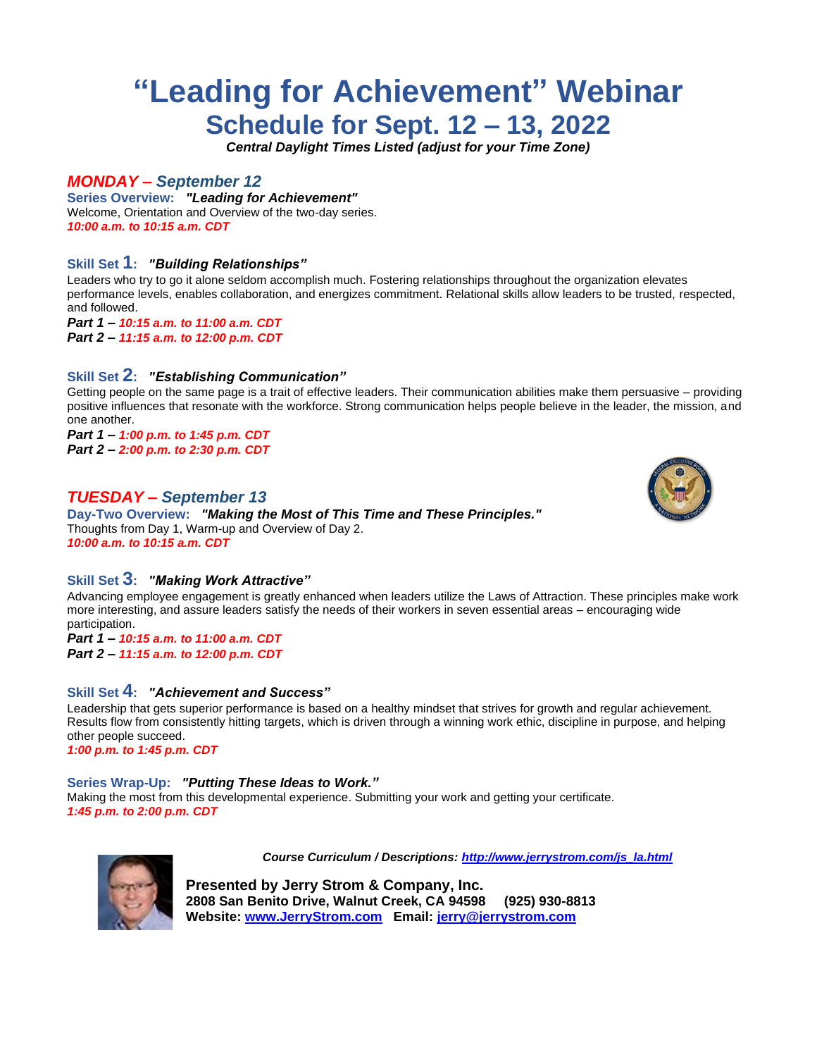# "Leading for Achievement" Webinar

## Schedule for Sept. 12 – 13, 2022

***Central Daylight Times Listed (adjust for your Time Zone)***

## *MONDAY – September 12*

**Series Overview:** ***"Leading for Achievement"***
Welcome, Orientation and Overview of the two-day series.
***10:00 a.m. to 10:15 a.m. CDT***

### Skill Set 1: *"Building Relationships"*

Leaders who try to go it alone seldom accomplish much. Fostering relationships throughout the organization elevates performance levels, enables collaboration, and energizes commitment. Relational skills allow leaders to be trusted, respected, and followed.

***Part 1 – 10:15 a.m. to 11:00 a.m. CDT***
***Part 2 – 11:15 a.m. to 12:00 p.m. CDT***

### Skill Set 2: *"Establishing Communication"*

Getting people on the same page is a trait of effective leaders. Their communication abilities make them persuasive – providing positive influences that resonate with the workforce. Strong communication helps people believe in the leader, the mission, and one another.

***Part 1 – 1:00 p.m. to 1:45 p.m. CDT***
***Part 2 – 2:00 p.m. to 2:30 p.m. CDT***

## *TUESDAY – September 13*

**Day-Two Overview:** ***"Making the Most of This Time and These Principles."***
Thoughts from Day 1, Warm-up and Overview of Day 2.
***10:00 a.m. to 10:15 a.m. CDT***

### Skill Set 3: *"Making Work Attractive"*

Advancing employee engagement is greatly enhanced when leaders utilize the Laws of Attraction. These principles make work more interesting, and assure leaders satisfy the needs of their workers in seven essential areas – encouraging wide participation.

***Part 1 – 10:15 a.m. to 11:00 a.m. CDT***
***Part 2 – 11:15 a.m. to 12:00 p.m. CDT***

### Skill Set 4: *"Achievement and Success"*

Leadership that gets superior performance is based on a healthy mindset that strives for growth and regular achievement. Results flow from consistently hitting targets, which is driven through a winning work ethic, discipline in purpose, and helping other people succeed.

***1:00 p.m. to 1:45 p.m. CDT***

**Series Wrap-Up:** ***"Putting These Ideas to Work."***
Making the most from this developmental experience. Submitting your work and getting your certificate.
***1:45 p.m. to 2:00 p.m. CDT***

***Course Curriculum / Descriptions: [http://www.jerrystrom.com/js_la.html](http://www.jerrystrom.com/js_la.html)***

**Presented by Jerry Strom & Company, Inc.**
**2808 San Benito Drive, Walnut Creek, CA 94598 (925) 930-8813**
**Website: [www.JerryStrom.com](http://www.JerryStrom.com) Email: [jerry@jerrystrom.com](mailto:jerry@jerrystrom.com)**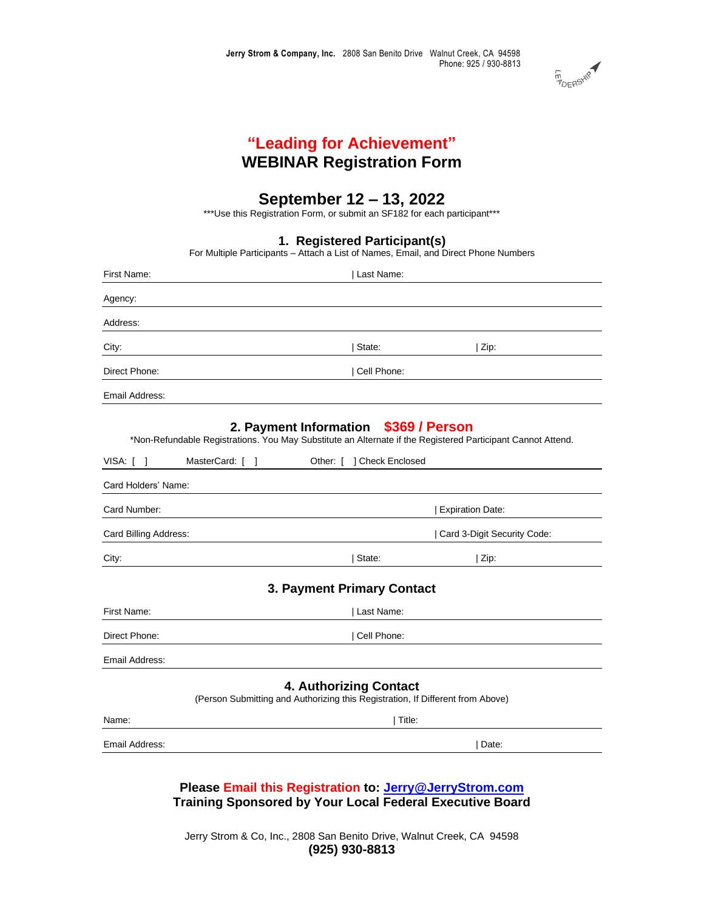**Jerry Strom & Company, Inc.** 2808 San Benito Drive Walnut Creek, CA 94598
Phone: 925 / 930-8813

LEADERSHIP

# "Leading for Achievement"
# WEBINAR Registration Form

## September 12 – 13, 2022

***Use this Registration Form, or submit an SF182 for each participant***

### 1. Registered Participant(s)

For Multiple Participants – Attach a List of Names, Email, and Direct Phone Numbers

First Name: | Last Name:

Agency:

Address:

City: | State: | Zip:

Direct Phone: | Cell Phone:

Email Address:

### 2. Payment Information $369 / Person

*Non-Refundable Registrations. You May Substitute an Alternate if the Registered Participant Cannot Attend.

VISA: [ ] MasterCard: [ ] Other: [ ] Check Enclosed

Card Holders' Name:

Card Number: | Expiration Date:

Card Billing Address: | Card 3-Digit Security Code:

City: | State: | Zip:

### 3. Payment Primary Contact

First Name: | Last Name:

Direct Phone: | Cell Phone:

Email Address:

### 4. Authorizing Contact

(Person Submitting and Authorizing this Registration, If Different from Above)

Name: | Title:

Email Address: | Date:

**Please Email this Registration to: Jerry@JerryStrom.com**
**Training Sponsored by Your Local Federal Executive Board**

Jerry Strom & Co, Inc., 2808 San Benito Drive, Walnut Creek, CA 94598
**(925) 930-8813**